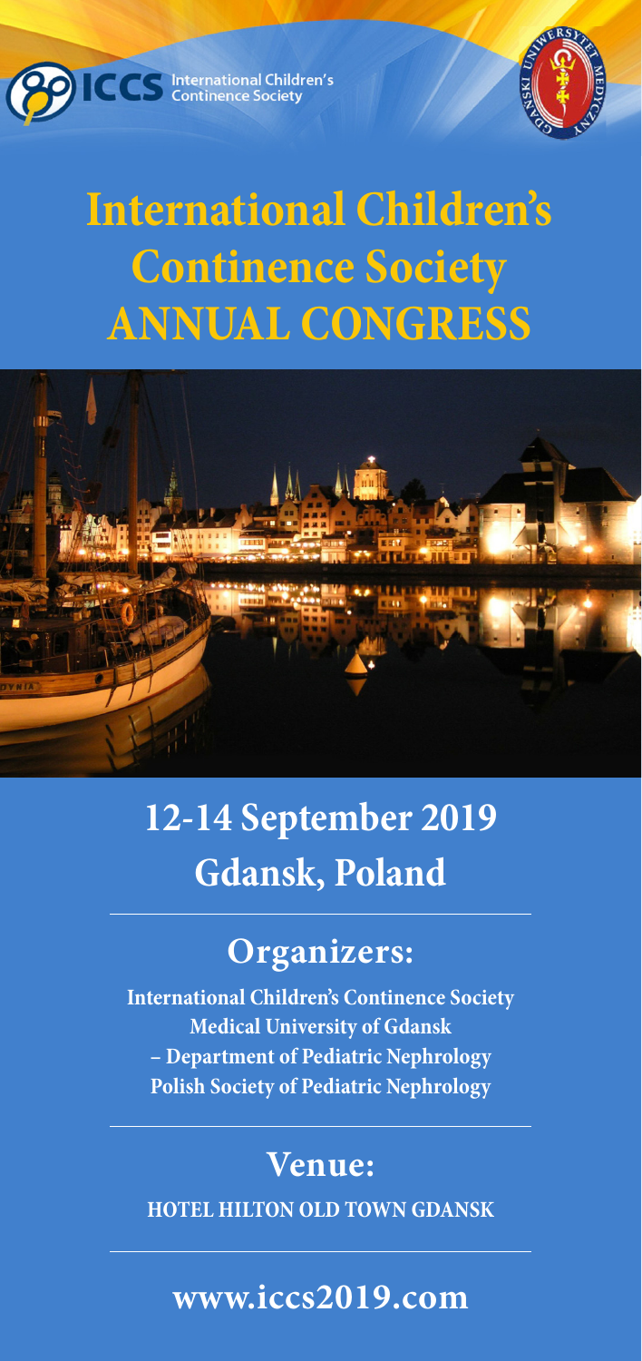ICCS International Children's Continence Society

# International Children's Continence Society ANNUAL CONGRESS

## 12-14 September 2019
## Gdansk, Poland

## Organizers:

**International Children's Continence Society**
**Medical University of Gdansk**
**– Department of Pediatric Nephrology**
**Polish Society of Pediatric Nephrology**

## Venue:

**HOTEL HILTON OLD TOWN GDANSK**

## www.iccs2019.com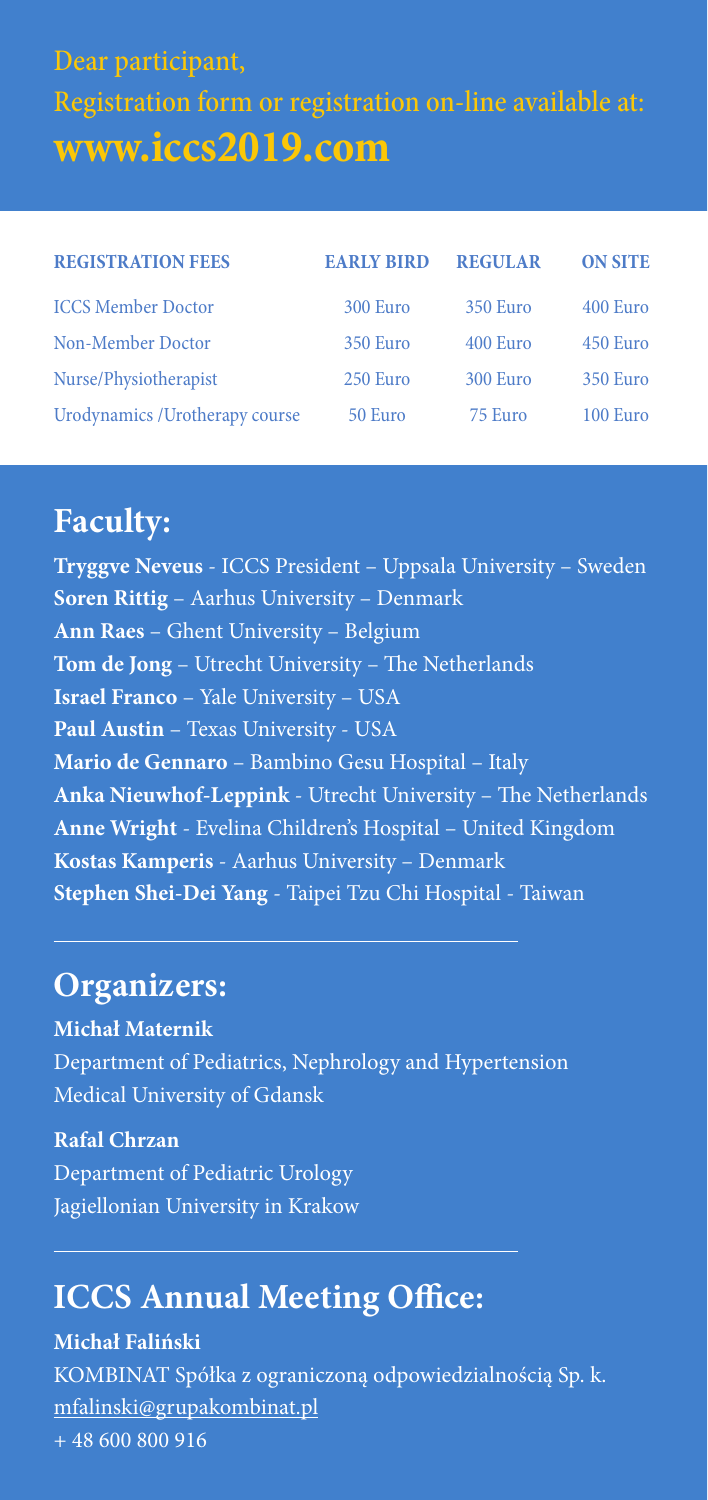Dear participant,

Registration form or registration on-line available at:

**www.iccs2019.com**

| REGISTRATION FEES | EARLY BIRD | REGULAR | ON SITE |
|---|---|---|---|
| ICCS Member Doctor | 300 Euro | 350 Euro | 400 Euro |
| Non-Member Doctor | 350 Euro | 400 Euro | 450 Euro |
| Nurse/Physiotherapist | 250 Euro | 300 Euro | 350 Euro |
| Urodynamics /Urotherapy course | 50 Euro | 75 Euro | 100 Euro |

## Faculty:

**Tryggve Neveus** - ICCS President – Uppsala University – Sweden
**Soren Rittig** – Aarhus University – Denmark
**Ann Raes** – Ghent University – Belgium
**Tom de Jong** – Utrecht University – The Netherlands
**Israel Franco** – Yale University – USA
**Paul Austin** – Texas University - USA
**Mario de Gennaro** – Bambino Gesu Hospital – Italy
**Anka Nieuwhof-Leppink** - Utrecht University – The Netherlands
**Anne Wright** - Evelina Children's Hospital – United Kingdom
**Kostas Kamperis** - Aarhus University – Denmark
**Stephen Shei-Dei Yang** - Taipei Tzu Chi Hospital - Taiwan

## Organizers:

**Michał Maternik**
Department of Pediatrics, Nephrology and Hypertension
Medical University of Gdansk

**Rafal Chrzan**
Department of Pediatric Urology
Jagiellonian University in Krakow

## ICCS Annual Meeting Office:

**Michał Faliński**
KOMBINAT Spółka z ograniczoną odpowiedzialnością Sp. k.
mfalinski@grupakombinat.pl
+ 48 600 800 916